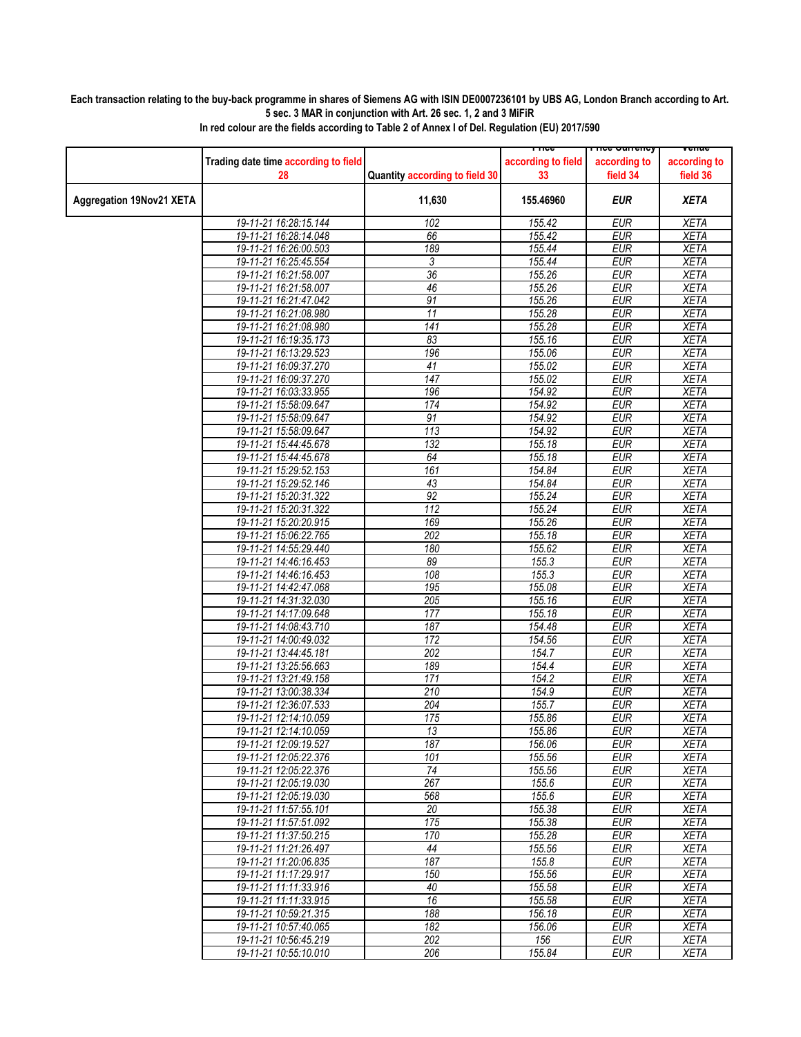**Each transaction relating to the buy-back programme in shares of Siemens AG with ISIN DE0007236101 by UBS AG, London Branch according to Art. 5 sec. 3 MAR in conjunction with Art. 26 sec. 1, 2 and 3 MiFiR**

**In red colour are the fields according to Table 2 of Annex I of Del. Regulation (EU) 2017/590**

| | Trading date time according to field 28 | Quantity according to field 30 | Price according to field 33 | Price Currency according to field 34 | Venue according to field 36 |
|---|---|---|---|---|---|
| **Aggregation 19Nov21 XETA** | | **11,630** | **155.46960** | ***EUR*** | ***XETA*** |
| | 19-11-21 16:28:15.144 | 102 | 155.42 | EUR | XETA |
| | 19-11-21 16:28:14.048 | 66 | 155.42 | EUR | XETA |
| | 19-11-21 16:26:00.503 | 189 | 155.44 | EUR | XETA |
| | 19-11-21 16:25:45.554 | 3 | 155.44 | EUR | XETA |
| | 19-11-21 16:21:58.007 | 36 | 155.26 | EUR | XETA |
| | 19-11-21 16:21:58.007 | 46 | 155.26 | EUR | XETA |
| | 19-11-21 16:21:47.042 | 91 | 155.26 | EUR | XETA |
| | 19-11-21 16:21:08.980 | 11 | 155.28 | EUR | XETA |
| | 19-11-21 16:21:08.980 | 141 | 155.28 | EUR | XETA |
| | 19-11-21 16:19:35.173 | 83 | 155.16 | EUR | XETA |
| | 19-11-21 16:13:29.523 | 196 | 155.06 | EUR | XETA |
| | 19-11-21 16:09:37.270 | 41 | 155.02 | EUR | XETA |
| | 19-11-21 16:09:37.270 | 147 | 155.02 | EUR | XETA |
| | 19-11-21 16:03:33.955 | 196 | 154.92 | EUR | XETA |
| | 19-11-21 15:58:09.647 | 174 | 154.92 | EUR | XETA |
| | 19-11-21 15:58:09.647 | 91 | 154.92 | EUR | XETA |
| | 19-11-21 15:58:09.647 | 113 | 154.92 | EUR | XETA |
| | 19-11-21 15:44:45.678 | 132 | 155.18 | EUR | XETA |
| | 19-11-21 15:44:45.678 | 64 | 155.18 | EUR | XETA |
| | 19-11-21 15:29:52.153 | 161 | 154.84 | EUR | XETA |
| | 19-11-21 15:29:52.146 | 43 | 154.84 | EUR | XETA |
| | 19-11-21 15:20:31.322 | 92 | 155.24 | EUR | XETA |
| | 19-11-21 15:20:31.322 | 112 | 155.24 | EUR | XETA |
| | 19-11-21 15:20:20.915 | 169 | 155.26 | EUR | XETA |
| | 19-11-21 15:06:22.765 | 202 | 155.18 | EUR | XETA |
| | 19-11-21 14:55:29.440 | 180 | 155.62 | EUR | XETA |
| | 19-11-21 14:46:16.453 | 89 | 155.3 | EUR | XETA |
| | 19-11-21 14:46:16.453 | 108 | 155.3 | EUR | XETA |
| | 19-11-21 14:42:47.068 | 195 | 155.08 | EUR | XETA |
| | 19-11-21 14:31:32.030 | 205 | 155.16 | EUR | XETA |
| | 19-11-21 14:17:09.648 | 177 | 155.18 | EUR | XETA |
| | 19-11-21 14:08:43.710 | 187 | 154.48 | EUR | XETA |
| | 19-11-21 14:00:49.032 | 172 | 154.56 | EUR | XETA |
| | 19-11-21 13:44:45.181 | 202 | 154.7 | EUR | XETA |
| | 19-11-21 13:25:56.663 | 189 | 154.4 | EUR | XETA |
| | 19-11-21 13:21:49.158 | 171 | 154.2 | EUR | XETA |
| | 19-11-21 13:00:38.334 | 210 | 154.9 | EUR | XETA |
| | 19-11-21 12:36:07.533 | 204 | 155.7 | EUR | XETA |
| | 19-11-21 12:14:10.059 | 175 | 155.86 | EUR | XETA |
| | 19-11-21 12:14:10.059 | 13 | 155.86 | EUR | XETA |
| | 19-11-21 12:09:19.527 | 187 | 156.06 | EUR | XETA |
| | 19-11-21 12:05:22.376 | 101 | 155.56 | EUR | XETA |
| | 19-11-21 12:05:22.376 | 74 | 155.56 | EUR | XETA |
| | 19-11-21 12:05:19.030 | 267 | 155.6 | EUR | XETA |
| | 19-11-21 12:05:19.030 | 568 | 155.6 | EUR | XETA |
| | 19-11-21 11:57:55.101 | 20 | 155.38 | EUR | XETA |
| | 19-11-21 11:57:51.092 | 175 | 155.38 | EUR | XETA |
| | 19-11-21 11:37:50.215 | 170 | 155.28 | EUR | XETA |
| | 19-11-21 11:21:26.497 | 44 | 155.56 | EUR | XETA |
| | 19-11-21 11:20:06.835 | 187 | 155.8 | EUR | XETA |
| | 19-11-21 11:17:29.917 | 150 | 155.56 | EUR | XETA |
| | 19-11-21 11:11:33.916 | 40 | 155.58 | EUR | XETA |
| | 19-11-21 11:11:33.915 | 16 | 155.58 | EUR | XETA |
| | 19-11-21 10:59:21.315 | 188 | 156.18 | EUR | XETA |
| | 19-11-21 10:57:40.065 | 182 | 156.06 | EUR | XETA |
| | 19-11-21 10:56:45.219 | 202 | 156 | EUR | XETA |
| | 19-11-21 10:55:10.010 | 206 | 155.84 | EUR | XETA |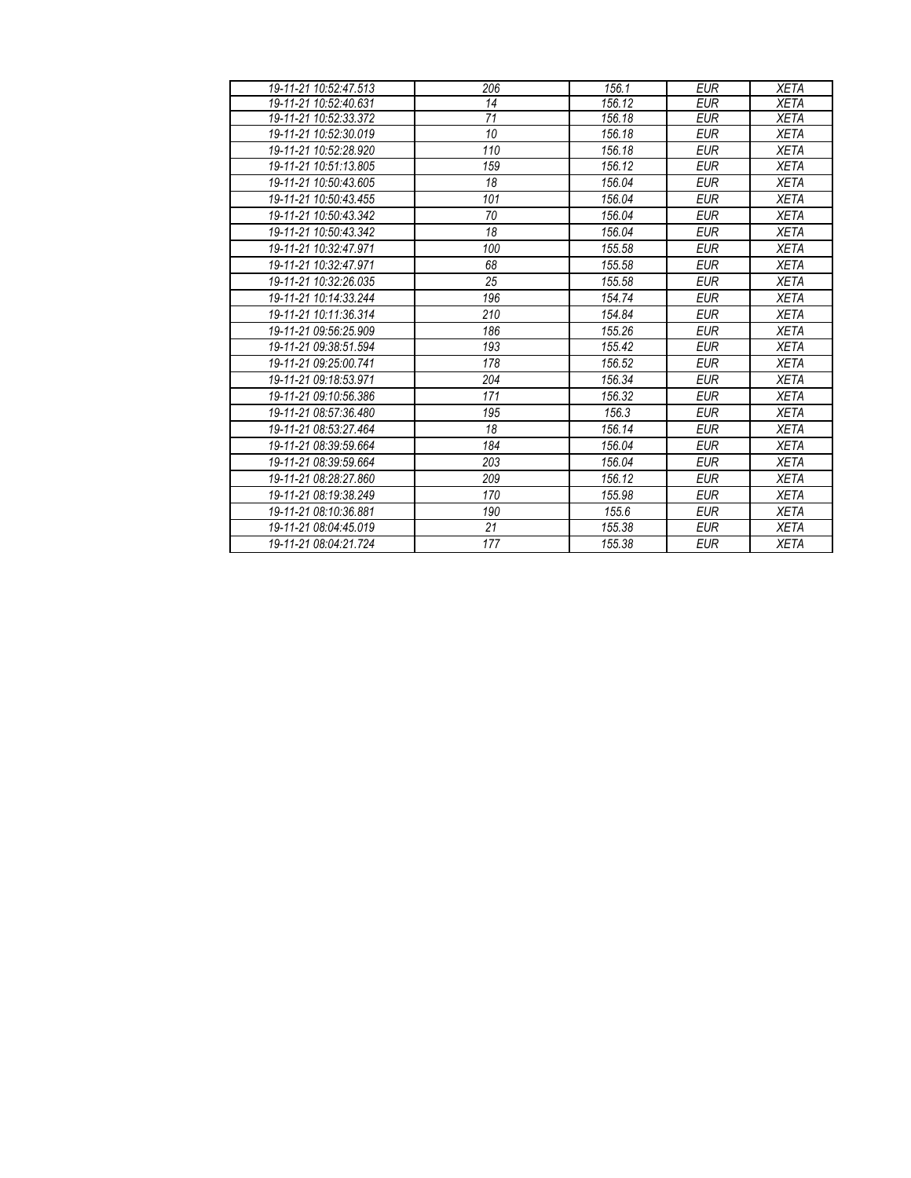| 19-11-21 10:52:47.513 | 206 | 156.1 | EUR | XETA |
|---|---|---|---|---|
| 19-11-21 10:52:40.631 | 14 | 156.12 | EUR | XETA |
| 19-11-21 10:52:33.372 | 71 | 156.18 | EUR | XETA |
| 19-11-21 10:52:30.019 | 10 | 156.18 | EUR | XETA |
| 19-11-21 10:52:28.920 | 110 | 156.18 | EUR | XETA |
| 19-11-21 10:51:13.805 | 159 | 156.12 | EUR | XETA |
| 19-11-21 10:50:43.605 | 18 | 156.04 | EUR | XETA |
| 19-11-21 10:50:43.455 | 101 | 156.04 | EUR | XETA |
| 19-11-21 10:50:43.342 | 70 | 156.04 | EUR | XETA |
| 19-11-21 10:50:43.342 | 18 | 156.04 | EUR | XETA |
| 19-11-21 10:32:47.971 | 100 | 155.58 | EUR | XETA |
| 19-11-21 10:32:47.971 | 68 | 155.58 | EUR | XETA |
| 19-11-21 10:32:26.035 | 25 | 155.58 | EUR | XETA |
| 19-11-21 10:14:33.244 | 196 | 154.74 | EUR | XETA |
| 19-11-21 10:11:36.314 | 210 | 154.84 | EUR | XETA |
| 19-11-21 09:56:25.909 | 186 | 155.26 | EUR | XETA |
| 19-11-21 09:38:51.594 | 193 | 155.42 | EUR | XETA |
| 19-11-21 09:25:00.741 | 178 | 156.52 | EUR | XETA |
| 19-11-21 09:18:53.971 | 204 | 156.34 | EUR | XETA |
| 19-11-21 09:10:56.386 | 171 | 156.32 | EUR | XETA |
| 19-11-21 08:57:36.480 | 195 | 156.3 | EUR | XETA |
| 19-11-21 08:53:27.464 | 18 | 156.14 | EUR | XETA |
| 19-11-21 08:39:59.664 | 184 | 156.04 | EUR | XETA |
| 19-11-21 08:39:59.664 | 203 | 156.04 | EUR | XETA |
| 19-11-21 08:28:27.860 | 209 | 156.12 | EUR | XETA |
| 19-11-21 08:19:38.249 | 170 | 155.98 | EUR | XETA |
| 19-11-21 08:10:36.881 | 190 | 155.6 | EUR | XETA |
| 19-11-21 08:04:45.019 | 21 | 155.38 | EUR | XETA |
| 19-11-21 08:04:21.724 | 177 | 155.38 | EUR | XETA |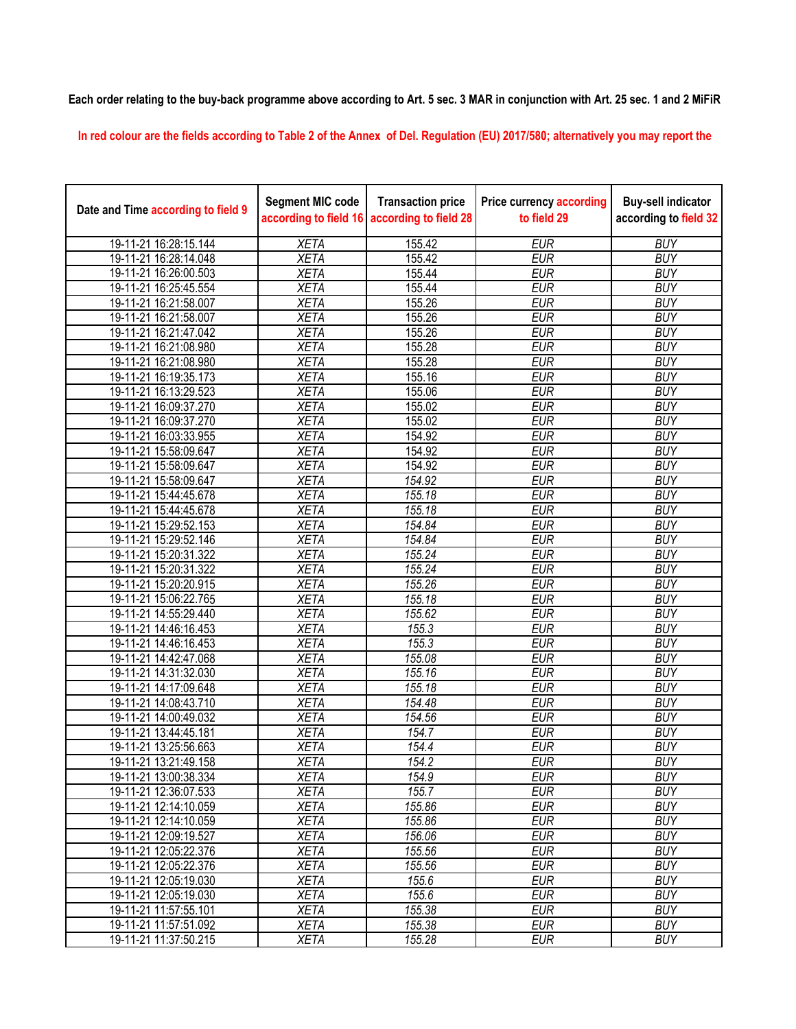**Each order relating to the buy-back programme above according to Art. 5 sec. 3 MAR in conjunction with Art. 25 sec. 1 and 2 MiFiR**

**In red colour are the fields according to Table 2 of the Annex of Del. Regulation (EU) 2017/580; alternatively you may report the**

| Date and Time according to field 9 | Segment MIC code according to field 16 | Transaction price according to field 28 | Price currency according to field 29 | Buy-sell indicator according to field 32 |
|---|---|---|---|---|
| 19-11-21 16:28:15.144 | XETA | 155.42 | EUR | BUY |
| 19-11-21 16:28:14.048 | XETA | 155.42 | EUR | BUY |
| 19-11-21 16:26:00.503 | XETA | 155.44 | EUR | BUY |
| 19-11-21 16:25:45.554 | XETA | 155.44 | EUR | BUY |
| 19-11-21 16:21:58.007 | XETA | 155.26 | EUR | BUY |
| 19-11-21 16:21:58.007 | XETA | 155.26 | EUR | BUY |
| 19-11-21 16:21:47.042 | XETA | 155.26 | EUR | BUY |
| 19-11-21 16:21:08.980 | XETA | 155.28 | EUR | BUY |
| 19-11-21 16:21:08.980 | XETA | 155.28 | EUR | BUY |
| 19-11-21 16:19:35.173 | XETA | 155.16 | EUR | BUY |
| 19-11-21 16:13:29.523 | XETA | 155.06 | EUR | BUY |
| 19-11-21 16:09:37.270 | XETA | 155.02 | EUR | BUY |
| 19-11-21 16:09:37.270 | XETA | 155.02 | EUR | BUY |
| 19-11-21 16:03:33.955 | XETA | 154.92 | EUR | BUY |
| 19-11-21 15:58:09.647 | XETA | 154.92 | EUR | BUY |
| 19-11-21 15:58:09.647 | XETA | 154.92 | EUR | BUY |
| 19-11-21 15:58:09.647 | XETA | 154.92 | EUR | BUY |
| 19-11-21 15:44:45.678 | XETA | 155.18 | EUR | BUY |
| 19-11-21 15:44:45.678 | XETA | 155.18 | EUR | BUY |
| 19-11-21 15:29:52.153 | XETA | 154.84 | EUR | BUY |
| 19-11-21 15:29:52.146 | XETA | 154.84 | EUR | BUY |
| 19-11-21 15:20:31.322 | XETA | 155.24 | EUR | BUY |
| 19-11-21 15:20:31.322 | XETA | 155.24 | EUR | BUY |
| 19-11-21 15:20:20.915 | XETA | 155.26 | EUR | BUY |
| 19-11-21 15:06:22.765 | XETA | 155.18 | EUR | BUY |
| 19-11-21 14:55:29.440 | XETA | 155.62 | EUR | BUY |
| 19-11-21 14:46:16.453 | XETA | 155.3 | EUR | BUY |
| 19-11-21 14:46:16.453 | XETA | 155.3 | EUR | BUY |
| 19-11-21 14:42:47.068 | XETA | 155.08 | EUR | BUY |
| 19-11-21 14:31:32.030 | XETA | 155.16 | EUR | BUY |
| 19-11-21 14:17:09.648 | XETA | 155.18 | EUR | BUY |
| 19-11-21 14:08:43.710 | XETA | 154.48 | EUR | BUY |
| 19-11-21 14:00:49.032 | XETA | 154.56 | EUR | BUY |
| 19-11-21 13:44:45.181 | XETA | 154.7 | EUR | BUY |
| 19-11-21 13:25:56.663 | XETA | 154.4 | EUR | BUY |
| 19-11-21 13:21:49.158 | XETA | 154.2 | EUR | BUY |
| 19-11-21 13:00:38.334 | XETA | 154.9 | EUR | BUY |
| 19-11-21 12:36:07.533 | XETA | 155.7 | EUR | BUY |
| 19-11-21 12:14:10.059 | XETA | 155.86 | EUR | BUY |
| 19-11-21 12:14:10.059 | XETA | 155.86 | EUR | BUY |
| 19-11-21 12:09:19.527 | XETA | 156.06 | EUR | BUY |
| 19-11-21 12:05:22.376 | XETA | 155.56 | EUR | BUY |
| 19-11-21 12:05:22.376 | XETA | 155.56 | EUR | BUY |
| 19-11-21 12:05:19.030 | XETA | 155.6 | EUR | BUY |
| 19-11-21 12:05:19.030 | XETA | 155.6 | EUR | BUY |
| 19-11-21 11:57:55.101 | XETA | 155.38 | EUR | BUY |
| 19-11-21 11:57:51.092 | XETA | 155.38 | EUR | BUY |
| 19-11-21 11:37:50.215 | XETA | 155.28 | EUR | BUY |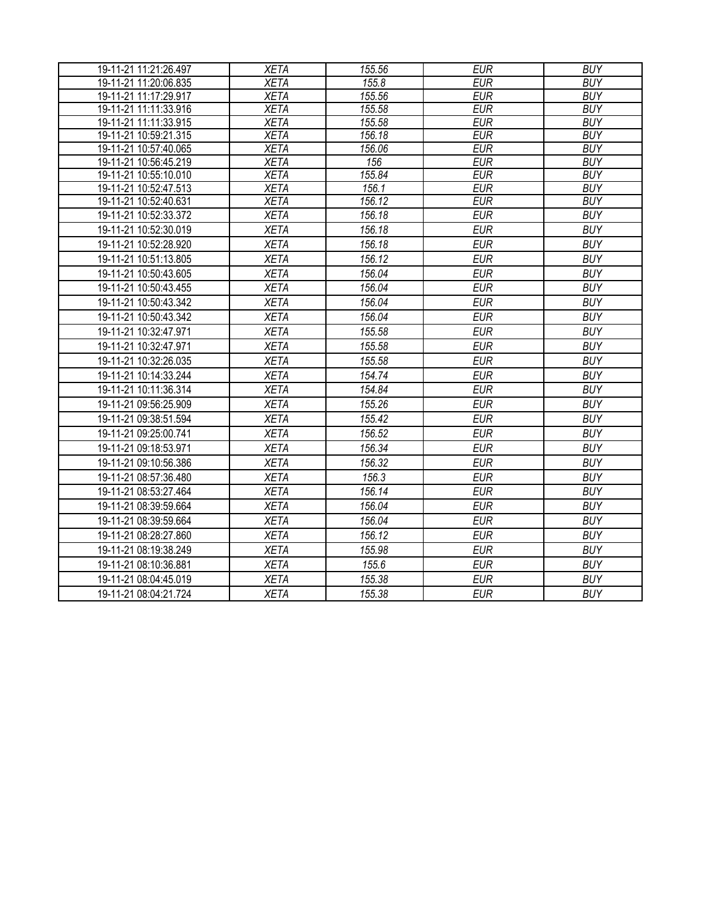| | | | | |
|---|---|---|---|---|
| 19-11-21 11:21:26.497 | XETA | 155.56 | EUR | BUY |
| 19-11-21 11:20:06.835 | XETA | 155.8 | EUR | BUY |
| 19-11-21 11:17:29.917 | XETA | 155.56 | EUR | BUY |
| 19-11-21 11:11:33.916 | XETA | 155.58 | EUR | BUY |
| 19-11-21 11:11:33.915 | XETA | 155.58 | EUR | BUY |
| 19-11-21 10:59:21.315 | XETA | 156.18 | EUR | BUY |
| 19-11-21 10:57:40.065 | XETA | 156.06 | EUR | BUY |
| 19-11-21 10:56:45.219 | XETA | 156 | EUR | BUY |
| 19-11-21 10:55:10.010 | XETA | 155.84 | EUR | BUY |
| 19-11-21 10:52:47.513 | XETA | 156.1 | EUR | BUY |
| 19-11-21 10:52:40.631 | XETA | 156.12 | EUR | BUY |
| 19-11-21 10:52:33.372 | XETA | 156.18 | EUR | BUY |
| 19-11-21 10:52:30.019 | XETA | 156.18 | EUR | BUY |
| 19-11-21 10:52:28.920 | XETA | 156.18 | EUR | BUY |
| 19-11-21 10:51:13.805 | XETA | 156.12 | EUR | BUY |
| 19-11-21 10:50:43.605 | XETA | 156.04 | EUR | BUY |
| 19-11-21 10:50:43.455 | XETA | 156.04 | EUR | BUY |
| 19-11-21 10:50:43.342 | XETA | 156.04 | EUR | BUY |
| 19-11-21 10:50:43.342 | XETA | 156.04 | EUR | BUY |
| 19-11-21 10:32:47.971 | XETA | 155.58 | EUR | BUY |
| 19-11-21 10:32:47.971 | XETA | 155.58 | EUR | BUY |
| 19-11-21 10:32:26.035 | XETA | 155.58 | EUR | BUY |
| 19-11-21 10:14:33.244 | XETA | 154.74 | EUR | BUY |
| 19-11-21 10:11:36.314 | XETA | 154.84 | EUR | BUY |
| 19-11-21 09:56:25.909 | XETA | 155.26 | EUR | BUY |
| 19-11-21 09:38:51.594 | XETA | 155.42 | EUR | BUY |
| 19-11-21 09:25:00.741 | XETA | 156.52 | EUR | BUY |
| 19-11-21 09:18:53.971 | XETA | 156.34 | EUR | BUY |
| 19-11-21 09:10:56.386 | XETA | 156.32 | EUR | BUY |
| 19-11-21 08:57:36.480 | XETA | 156.3 | EUR | BUY |
| 19-11-21 08:53:27.464 | XETA | 156.14 | EUR | BUY |
| 19-11-21 08:39:59.664 | XETA | 156.04 | EUR | BUY |
| 19-11-21 08:39:59.664 | XETA | 156.04 | EUR | BUY |
| 19-11-21 08:28:27.860 | XETA | 156.12 | EUR | BUY |
| 19-11-21 08:19:38.249 | XETA | 155.98 | EUR | BUY |
| 19-11-21 08:10:36.881 | XETA | 155.6 | EUR | BUY |
| 19-11-21 08:04:45.019 | XETA | 155.38 | EUR | BUY |
| 19-11-21 08:04:21.724 | XETA | 155.38 | EUR | BUY |